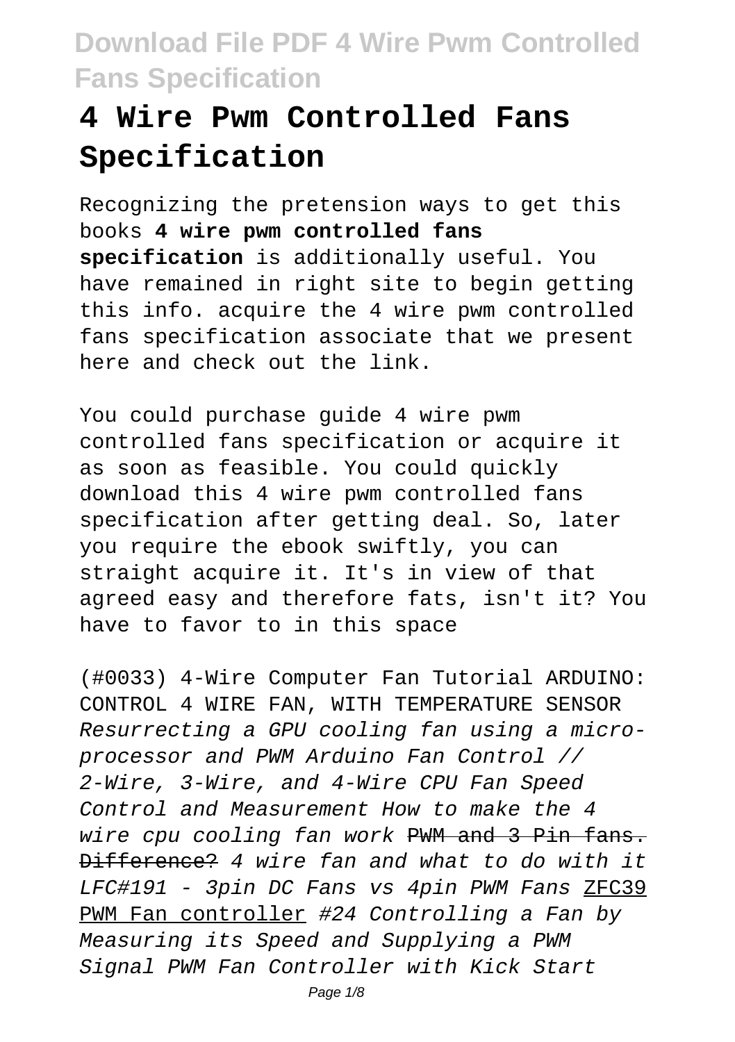# 4 Wire Pwm Controlled Fans Specification

Recognizing the pretension ways to get this books **4 wire pwm controlled fans specification** is additionally useful. You have remained in right site to begin getting this info. acquire the 4 wire pwm controlled fans specification associate that we present here and check out the link.

You could purchase guide 4 wire pwm controlled fans specification or acquire it as soon as feasible. You could quickly download this 4 wire pwm controlled fans specification after getting deal. So, later you require the ebook swiftly, you can straight acquire it. It's in view of that agreed easy and therefore fats, isn't it? You have to favor to in this space

(#0033) 4-Wire Computer Fan Tutorial ARDUINO: CONTROL 4 WIRE FAN, WITH TEMPERATURE SENSOR *Resurrecting a GPU cooling fan using a micro-processor and PWM Arduino Fan Control // 2-Wire, 3-Wire, and 4-Wire CPU Fan Speed Control and Measurement How to make the 4 wire cpu cooling fan work* PWM and 3 Pin fans. Difference? *4 wire fan and what to do with it LFC#191 - 3pin DC Fans vs 4pin PWM Fans* ZFC39 PWM Fan controller *#24 Controlling a Fan by Measuring its Speed and Supplying a PWM Signal PWM Fan Controller with Kick Start*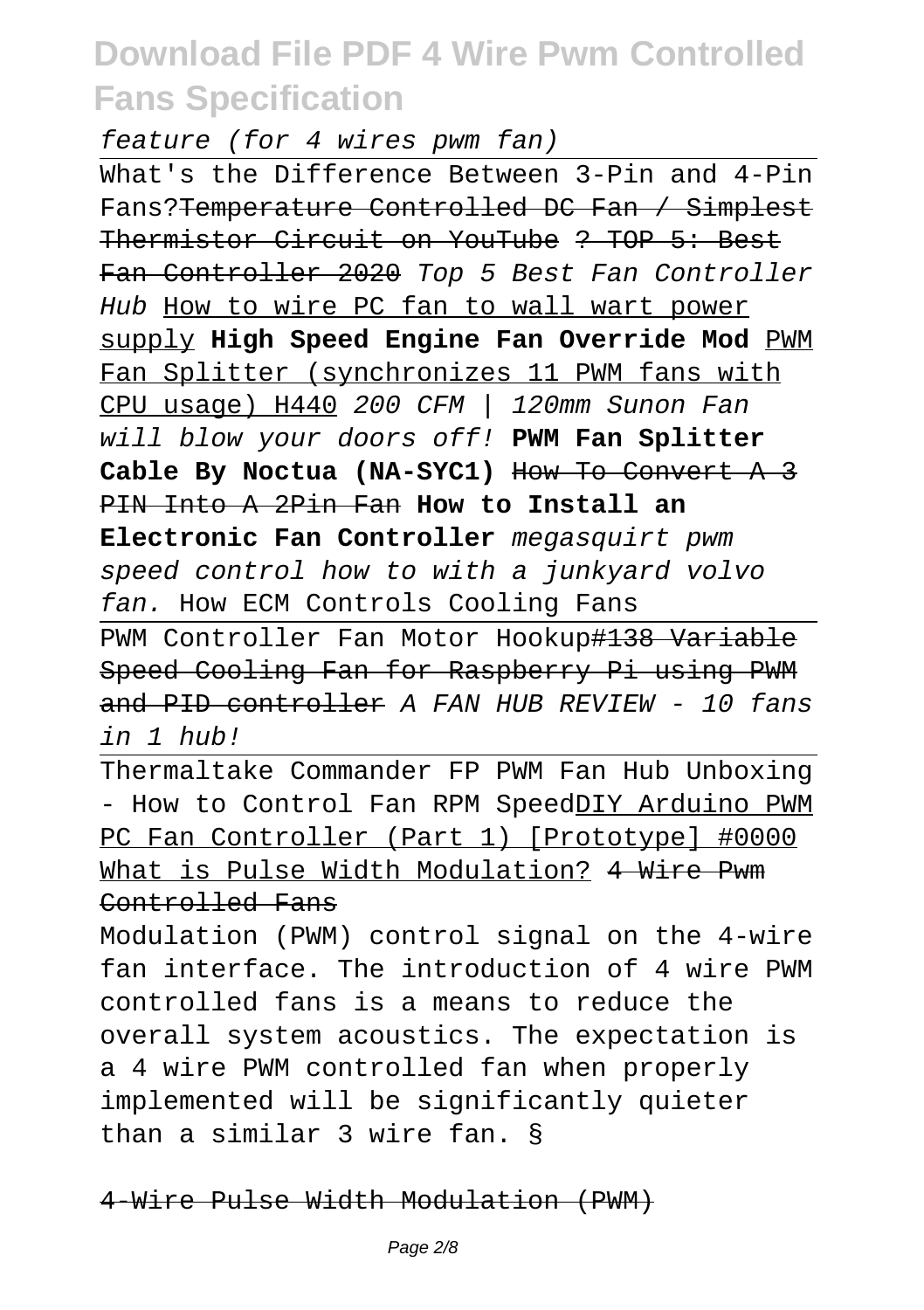*feature (for 4 wires pwm fan)*

What's the Difference Between 3-Pin and 4-Pin Fans?~~Temperature Controlled DC Fan / Simplest Thermistor Circuit on YouTube~~ ~~? TOP 5: Best Fan Controller 2020~~ *Top 5 Best Fan Controller Hub* How to wire PC fan to wall wart power supply **High Speed Engine Fan Override Mod** PWM Fan Splitter (synchronizes 11 PWM fans with CPU usage) H440 *200 CFM | 120mm Sunon Fan will blow your doors off!* **PWM Fan Splitter Cable By Noctua (NA-SYC1)** ~~How To Convert A 3 PIN Into A 2Pin Fan~~ **How to Install an Electronic Fan Controller** *megasquirt pwm speed control how to with a junkyard volvo fan.* How ECM Controls Cooling Fans

PWM Controller Fan Motor Hookup~~#138 Variable Speed Cooling Fan for Raspberry Pi using PWM and PID controller~~ *A FAN HUB REVIEW - 10 fans in 1 hub!*

Thermaltake Commander FP PWM Fan Hub Unboxing - How to Control Fan RPM SpeedDIY Arduino PWM PC Fan Controller (Part 1) [Prototype] #0000 What is Pulse Width Modulation? ~~4 Wire Pwm Controlled Fans~~

Modulation (PWM) control signal on the 4-wire fan interface. The introduction of 4 wire PWM controlled fans is a means to reduce the overall system acoustics. The expectation is a 4 wire PWM controlled fan when properly implemented will be significantly quieter than a similar 3 wire fan. §

~~4-Wire Pulse Width Modulation (PWM)~~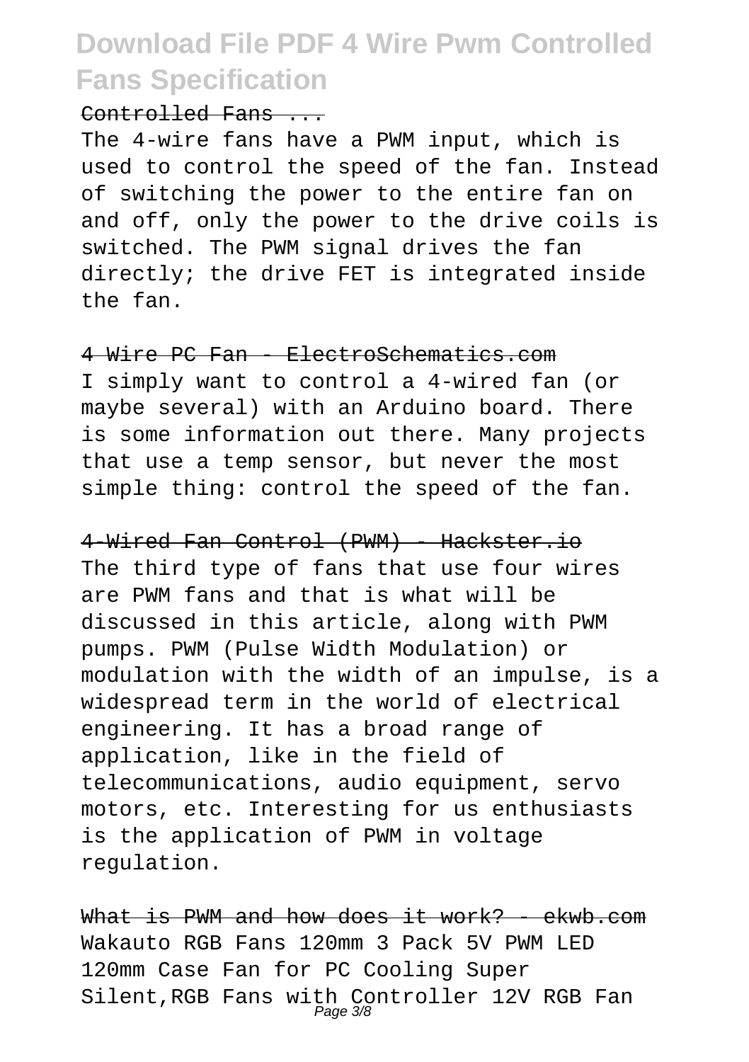~~Controlled Fans ...~~

The 4-wire fans have a PWM input, which is used to control the speed of the fan. Instead of switching the power to the entire fan on and off, only the power to the drive coils is switched. The PWM signal drives the fan directly; the drive FET is integrated inside the fan.

~~4 Wire PC Fan - ElectroSchematics.com~~

I simply want to control a 4-wired fan (or maybe several) with an Arduino board. There is some information out there. Many projects that use a temp sensor, but never the most simple thing: control the speed of the fan.

~~4-Wired Fan Control (PWM) - Hackster.io~~

The third type of fans that use four wires are PWM fans and that is what will be discussed in this article, along with PWM pumps. PWM (Pulse Width Modulation) or modulation with the width of an impulse, is a widespread term in the world of electrical engineering. It has a broad range of application, like in the field of telecommunications, audio equipment, servo motors, etc. Interesting for us enthusiasts is the application of PWM in voltage regulation.

~~What is PWM and how does it work? - ekwb.com~~

Wakauto RGB Fans 120mm 3 Pack 5V PWM LED 120mm Case Fan for PC Cooling Super Silent,RGB Fans with Controller 12V RGB Fan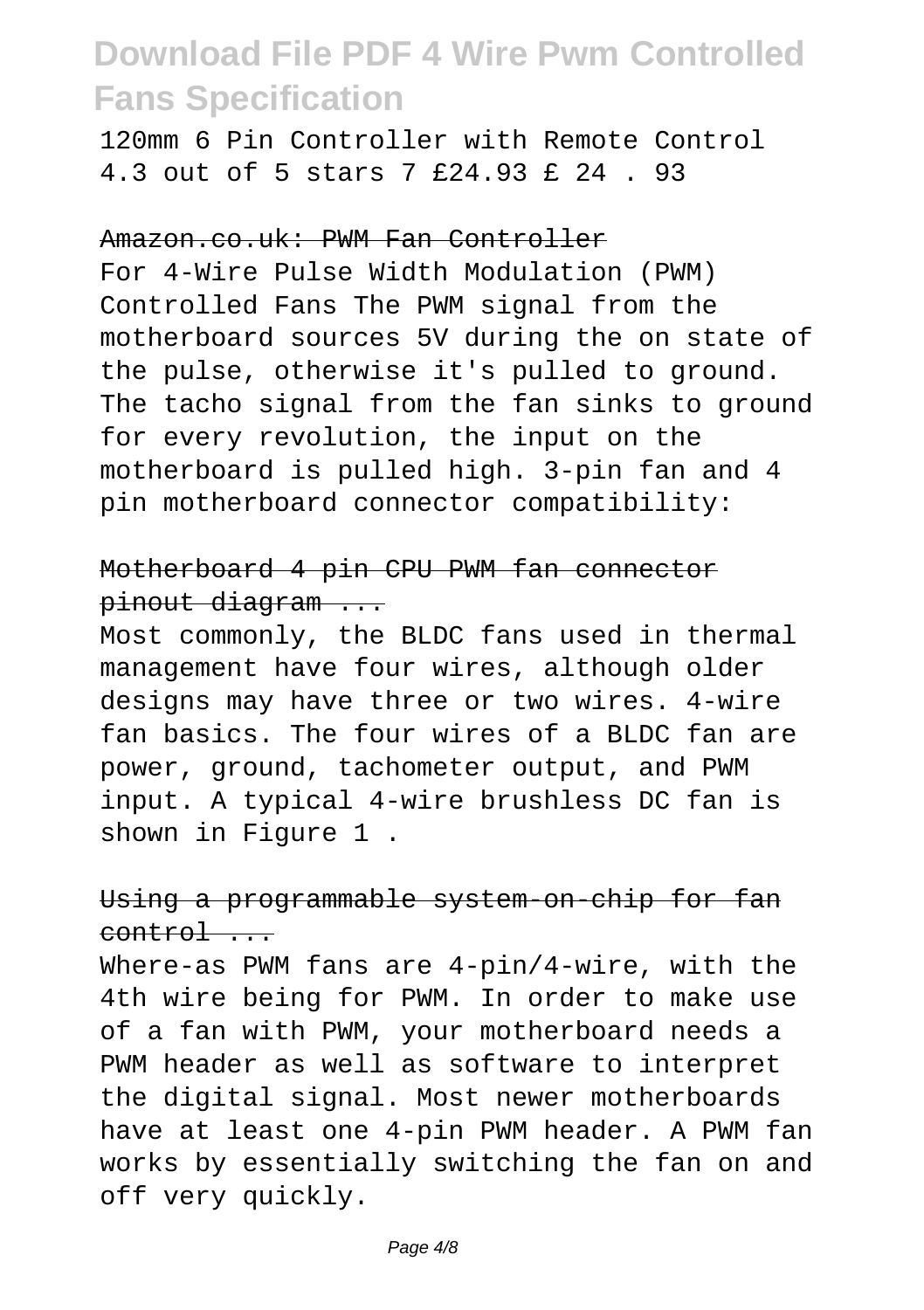120mm 6 Pin Controller with Remote Control 4.3 out of 5 stars 7 £24.93 £ 24 . 93

### Amazon.co.uk: PWM Fan Controller

For 4-Wire Pulse Width Modulation (PWM) Controlled Fans The PWM signal from the motherboard sources 5V during the on state of the pulse, otherwise it's pulled to ground. The tacho signal from the fan sinks to ground for every revolution, the input on the motherboard is pulled high. 3-pin fan and 4 pin motherboard connector compatibility:

### Motherboard 4 pin CPU PWM fan connector pinout diagram ...

Most commonly, the BLDC fans used in thermal management have four wires, although older designs may have three or two wires. 4-wire fan basics. The four wires of a BLDC fan are power, ground, tachometer output, and PWM input. A typical 4-wire brushless DC fan is shown in Figure 1 .

### Using a programmable system-on-chip for fan control ...

Where-as PWM fans are 4-pin/4-wire, with the 4th wire being for PWM. In order to make use of a fan with PWM, your motherboard needs a PWM header as well as software to interpret the digital signal. Most newer motherboards have at least one 4-pin PWM header. A PWM fan works by essentially switching the fan on and off very quickly.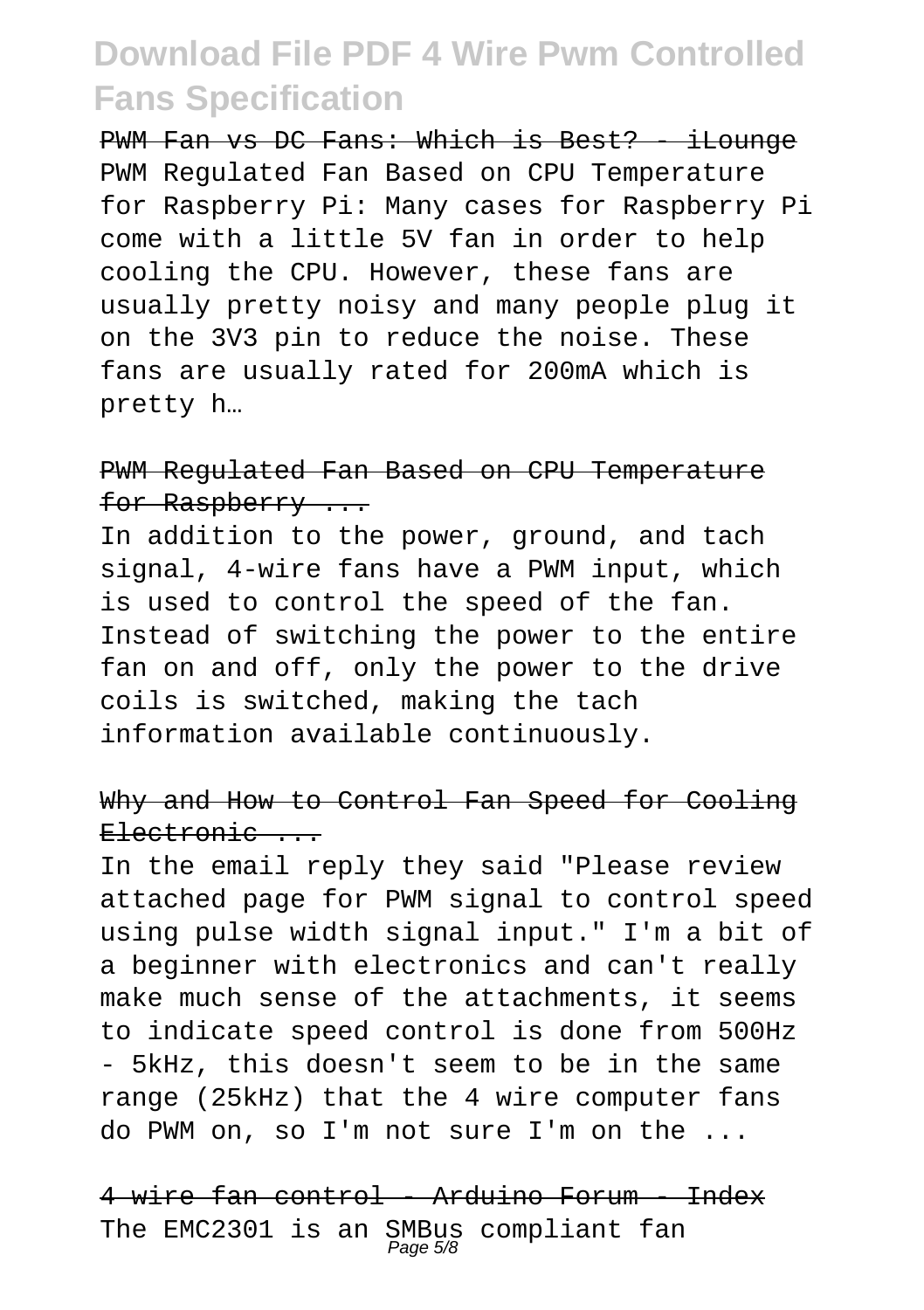PWM Fan vs DC Fans: Which is Best? - iLounge

PWM Regulated Fan Based on CPU Temperature for Raspberry Pi: Many cases for Raspberry Pi come with a little 5V fan in order to help cooling the CPU. However, these fans are usually pretty noisy and many people plug it on the 3V3 pin to reduce the noise. These fans are usually rated for 200mA which is pretty h…

PWM Regulated Fan Based on CPU Temperature for Raspberry ...

In addition to the power, ground, and tach signal, 4-wire fans have a PWM input, which is used to control the speed of the fan. Instead of switching the power to the entire fan on and off, only the power to the drive coils is switched, making the tach information available continuously.

Why and How to Control Fan Speed for Cooling Electronic ...

In the email reply they said "Please review attached page for PWM signal to control speed using pulse width signal input." I'm a bit of a beginner with electronics and can't really make much sense of the attachments, it seems to indicate speed control is done from 500Hz - 5kHz, this doesn't seem to be in the same range (25kHz) that the 4 wire computer fans do PWM on, so I'm not sure I'm on the ...

4 wire fan control - Arduino Forum - Index

The EMC2301 is an SMBus compliant fan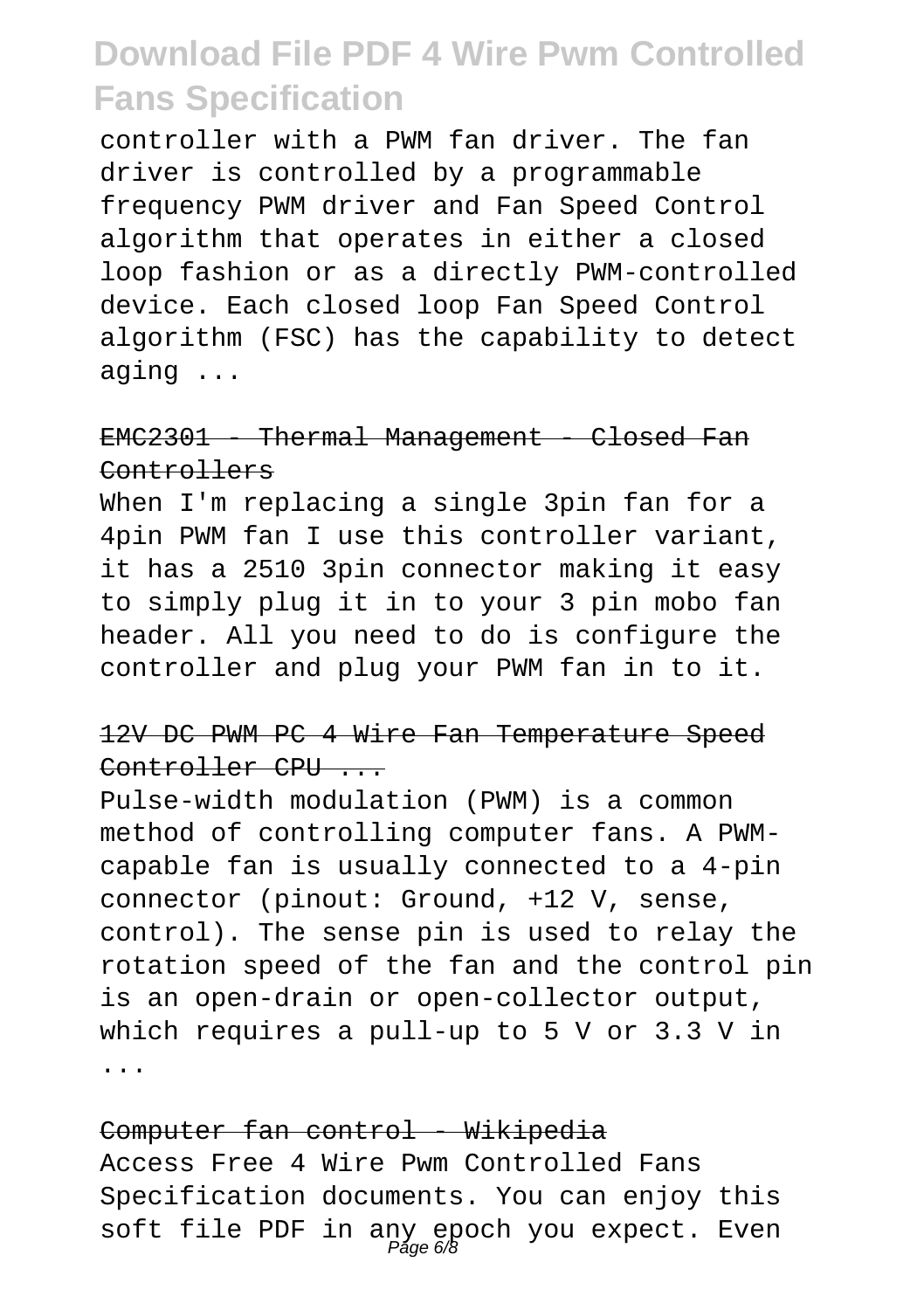controller with a PWM fan driver. The fan driver is controlled by a programmable frequency PWM driver and Fan Speed Control algorithm that operates in either a closed loop fashion or as a directly PWM-controlled device. Each closed loop Fan Speed Control algorithm (FSC) has the capability to detect aging ...

EMC2301 - Thermal Management - Closed Fan Controllers

When I'm replacing a single 3pin fan for a 4pin PWM fan I use this controller variant, it has a 2510 3pin connector making it easy to simply plug it in to your 3 pin mobo fan header. All you need to do is configure the controller and plug your PWM fan in to it.

12V DC PWM PC 4 Wire Fan Temperature Speed Controller CPU ...

Pulse-width modulation (PWM) is a common method of controlling computer fans. A PWM-capable fan is usually connected to a 4-pin connector (pinout: Ground, +12 V, sense, control). The sense pin is used to relay the rotation speed of the fan and the control pin is an open-drain or open-collector output, which requires a pull-up to 5 V or 3.3 V in ...

Computer fan control - Wikipedia

Access Free 4 Wire Pwm Controlled Fans Specification documents. You can enjoy this soft file PDF in any epoch you expect. Even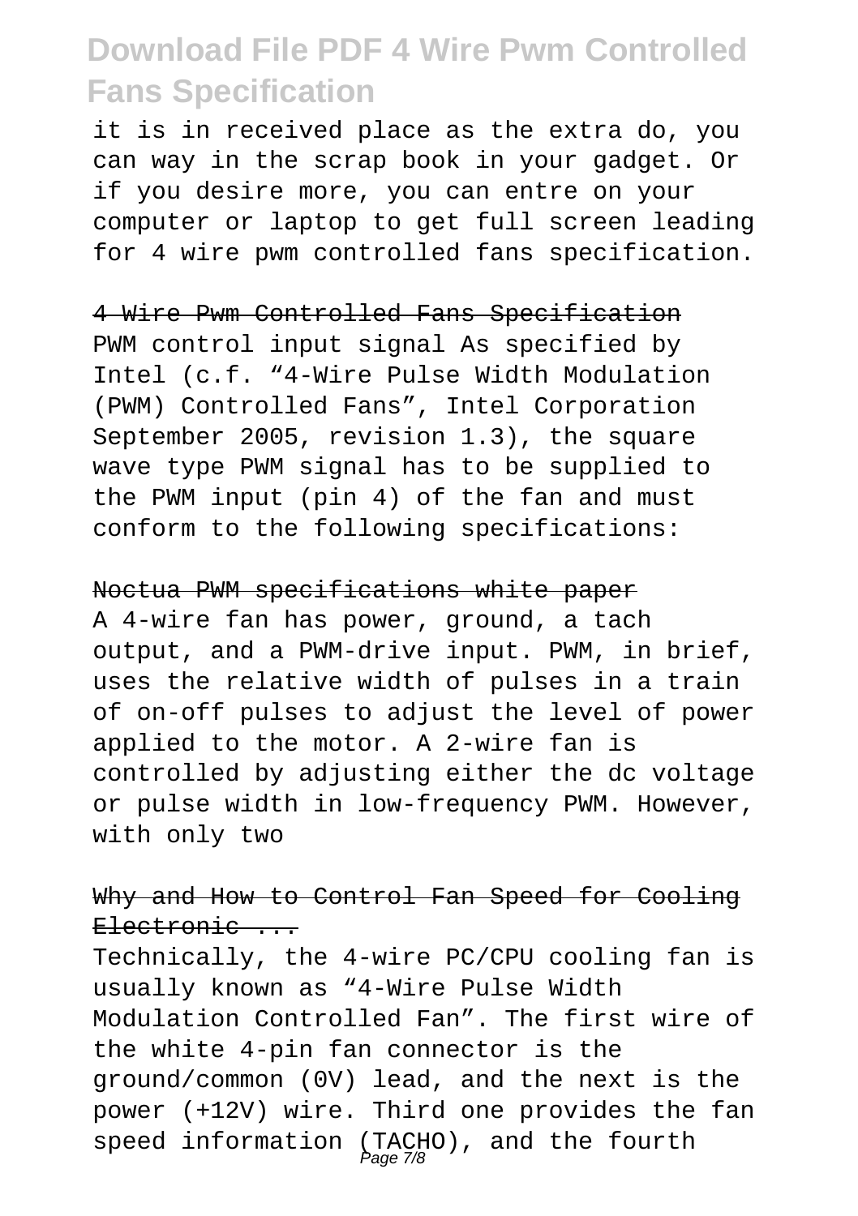it is in received place as the extra do, you can way in the scrap book in your gadget. Or if you desire more, you can entre on your computer or laptop to get full screen leading for 4 wire pwm controlled fans specification.

### 4 Wire Pwm Controlled Fans Specification

PWM control input signal As specified by Intel (c.f. "4-Wire Pulse Width Modulation (PWM) Controlled Fans", Intel Corporation September 2005, revision 1.3), the square wave type PWM signal has to be supplied to the PWM input (pin 4) of the fan and must conform to the following specifications:

### Noctua PWM specifications white paper

A 4-wire fan has power, ground, a tach output, and a PWM-drive input. PWM, in brief, uses the relative width of pulses in a train of on-off pulses to adjust the level of power applied to the motor. A 2-wire fan is controlled by adjusting either the dc voltage or pulse width in low-frequency PWM. However, with only two

### Why and How to Control Fan Speed for Cooling Electronic ...

Technically, the 4-wire PC/CPU cooling fan is usually known as "4-Wire Pulse Width Modulation Controlled Fan". The first wire of the white 4-pin fan connector is the ground/common (0V) lead, and the next is the power (+12V) wire. Third one provides the fan speed information (TACHO), and the fourth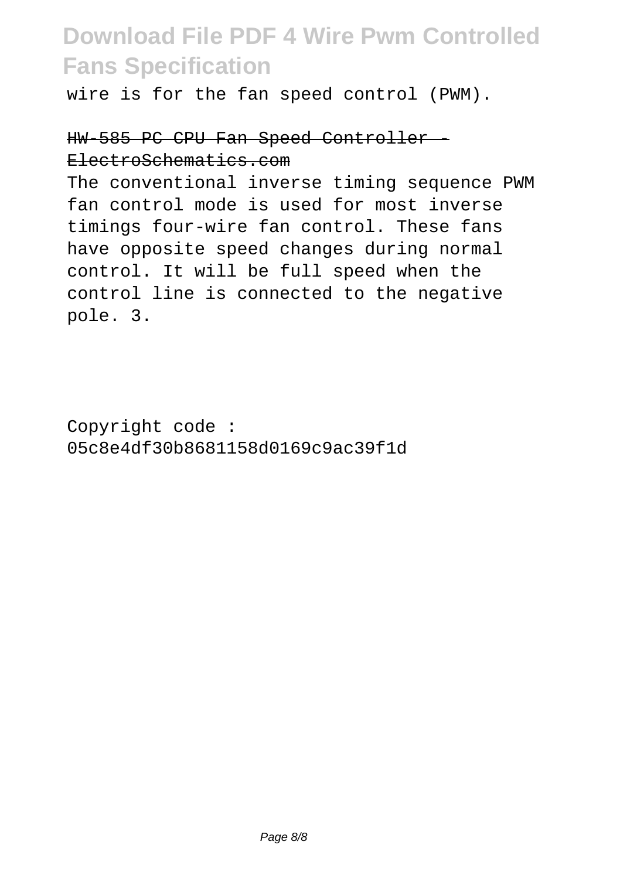wire is for the fan speed control (PWM).

~~HW-585 PC CPU Fan Speed Controller - ElectroSchematics.com~~

The conventional inverse timing sequence PWM fan control mode is used for most inverse timings four-wire fan control. These fans have opposite speed changes during normal control. It will be full speed when the control line is connected to the negative pole. 3.

Copyright code : 05c8e4df30b8681158d0169c9ac39f1d